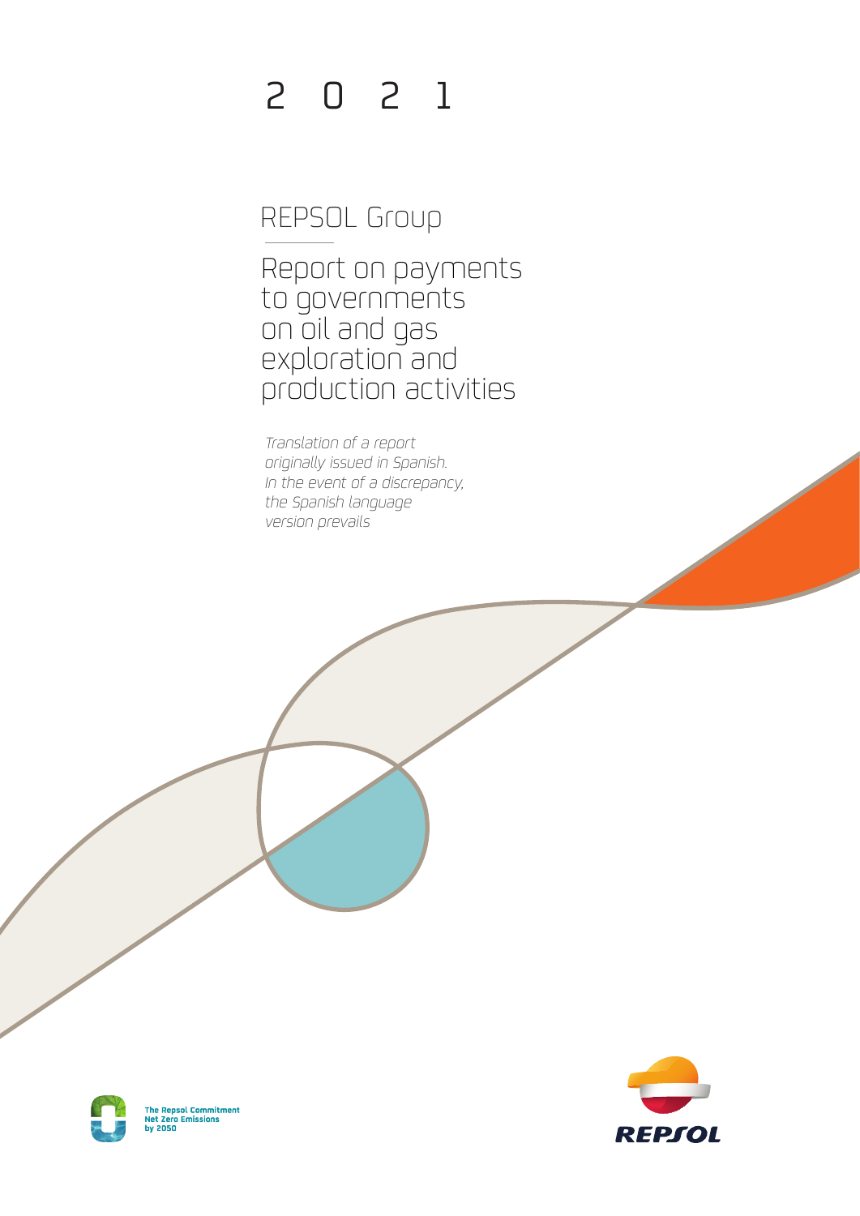# 2021

## REPSOL Group

# Report on payments to governments on oil and gas exploration and production activities

*Translation of a report originally issued in Spanish. In the event of a discrepancy, the Spanish language version prevails*

The Repsol Commitment
Net Zero Emissions
by 2050

REPSOL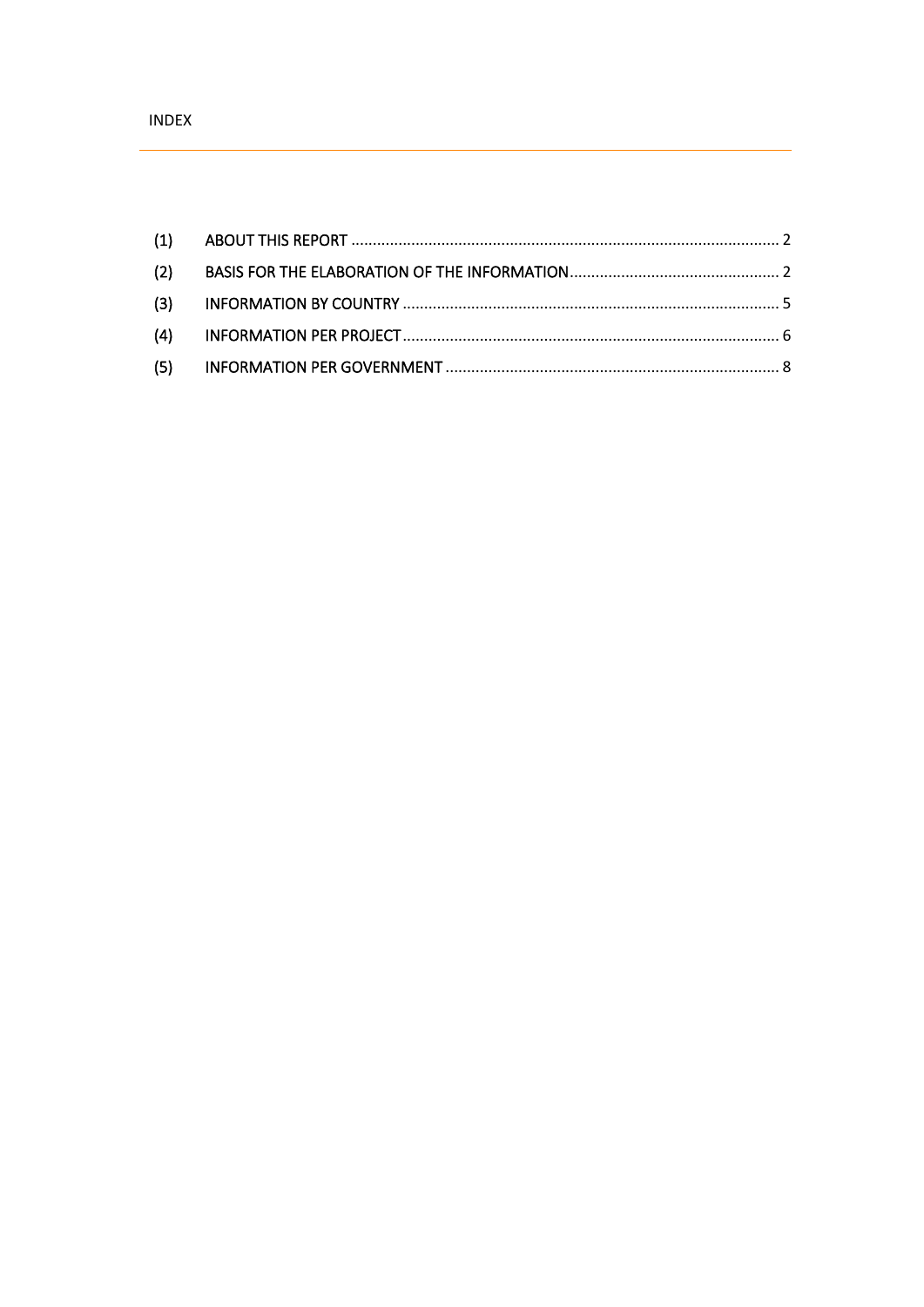INDEX

| | | |
|---|---|---|
| (1) | ABOUT THIS REPORT | 2 |
| (2) | BASIS FOR THE ELABORATION OF THE INFORMATION | 2 |
| (3) | INFORMATION BY COUNTRY | 5 |
| (4) | INFORMATION PER PROJECT | 6 |
| (5) | INFORMATION PER GOVERNMENT | 8 |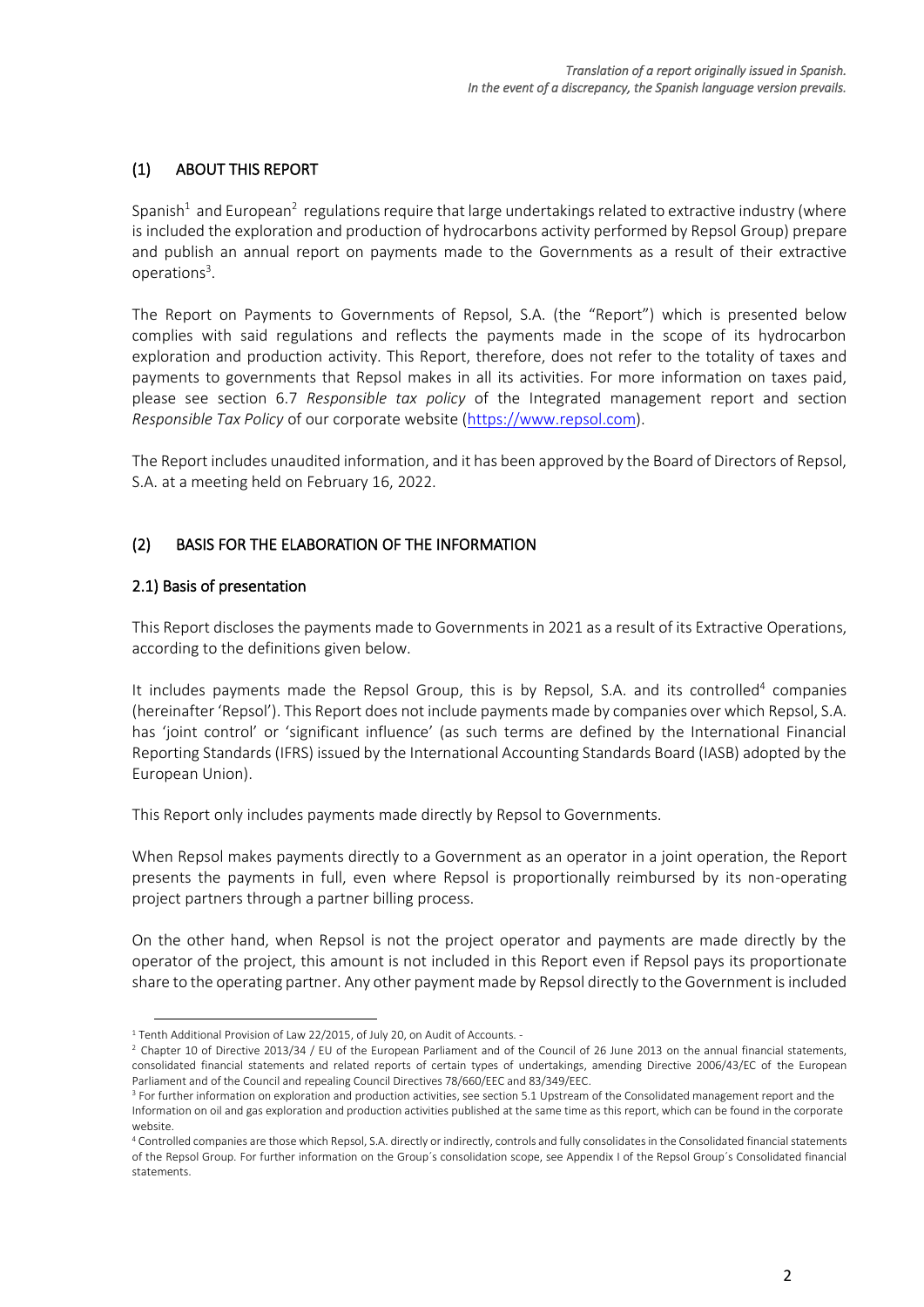*Translation of a report originally issued in Spanish.*
*In the event of a discrepancy, the Spanish language version prevails.*

## (1) ABOUT THIS REPORT

Spanish[1] and European[2] regulations require that large undertakings related to extractive industry (where is included the exploration and production of hydrocarbons activity performed by Repsol Group) prepare and publish an annual report on payments made to the Governments as a result of their extractive operations[3].

The Report on Payments to Governments of Repsol, S.A. (the "Report") which is presented below complies with said regulations and reflects the payments made in the scope of its hydrocarbon exploration and production activity. This Report, therefore, does not refer to the totality of taxes and payments to governments that Repsol makes in all its activities. For more information on taxes paid, please see section 6.7 *Responsible tax policy* of the Integrated management report and section *Responsible Tax Policy* of our corporate website (https://www.repsol.com).

The Report includes unaudited information, and it has been approved by the Board of Directors of Repsol, S.A. at a meeting held on February 16, 2022.

## (2) BASIS FOR THE ELABORATION OF THE INFORMATION

### 2.1) Basis of presentation

This Report discloses the payments made to Governments in 2021 as a result of its Extractive Operations, according to the definitions given below.

It includes payments made the Repsol Group, this is by Repsol, S.A. and its controlled[4] companies (hereinafter 'Repsol'). This Report does not include payments made by companies over which Repsol, S.A. has 'joint control' or 'significant influence' (as such terms are defined by the International Financial Reporting Standards (IFRS) issued by the International Accounting Standards Board (IASB) adopted by the European Union).

This Report only includes payments made directly by Repsol to Governments.

When Repsol makes payments directly to a Government as an operator in a joint operation, the Report presents the payments in full, even where Repsol is proportionally reimbursed by its non-operating project partners through a partner billing process.

On the other hand, when Repsol is not the project operator and payments are made directly by the operator of the project, this amount is not included in this Report even if Repsol pays its proportionate share to the operating partner. Any other payment made by Repsol directly to the Government is included

---

[1] Tenth Additional Provision of Law 22/2015, of July 20, on Audit of Accounts. -

[2] Chapter 10 of Directive 2013/34 / EU of the European Parliament and of the Council of 26 June 2013 on the annual financial statements, consolidated financial statements and related reports of certain types of undertakings, amending Directive 2006/43/EC of the European Parliament and of the Council and repealing Council Directives 78/660/EEC and 83/349/EEC.

[3] For further information on exploration and production activities, see section 5.1 Upstream of the Consolidated management report and the Information on oil and gas exploration and production activities published at the same time as this report, which can be found in the corporate website.

[4] Controlled companies are those which Repsol, S.A. directly or indirectly, controls and fully consolidates in the Consolidated financial statements of the Repsol Group. For further information on the Group´s consolidation scope, see Appendix I of the Repsol Group´s Consolidated financial statements.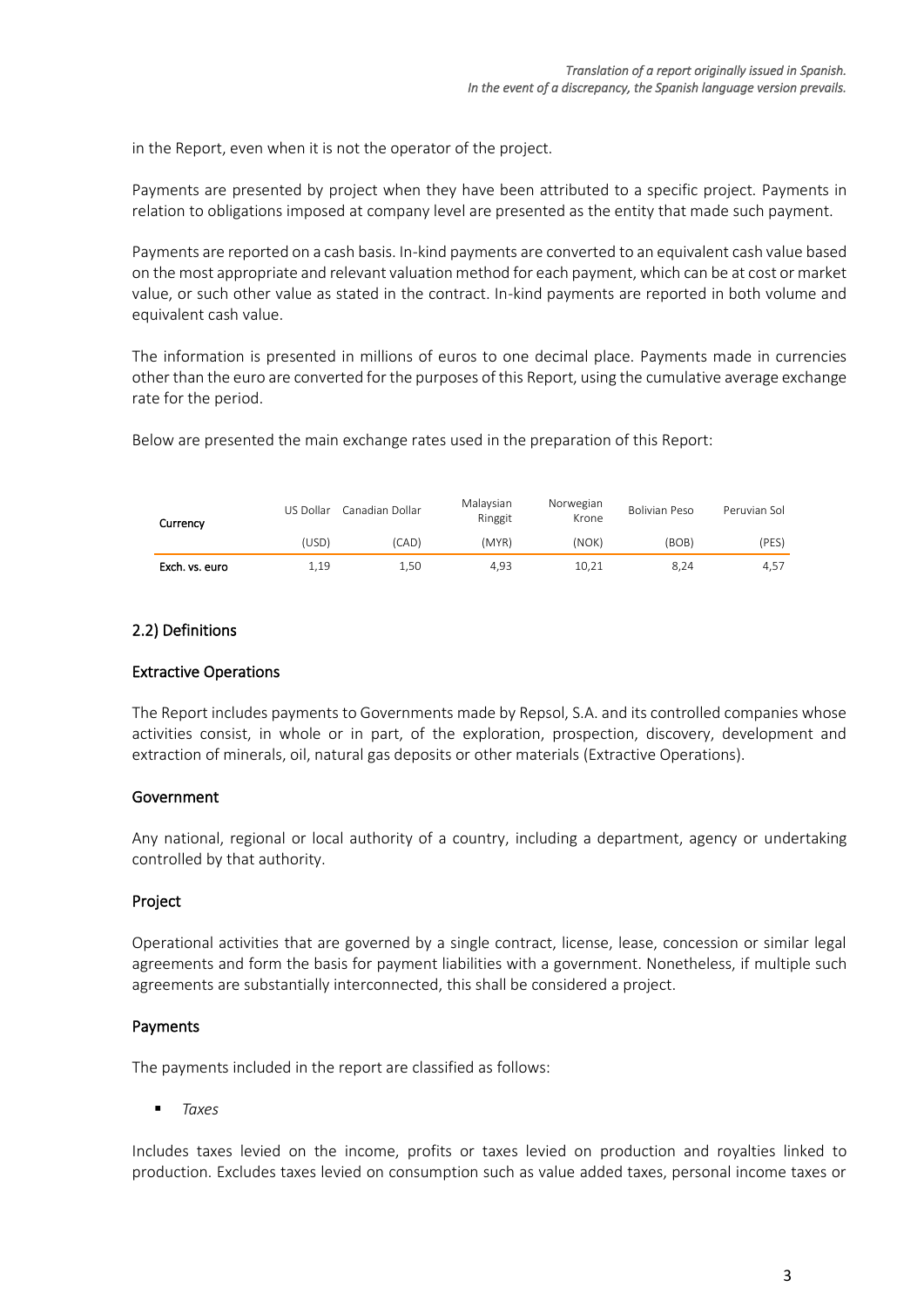in the Report, even when it is not the operator of the project.

Payments are presented by project when they have been attributed to a specific project. Payments in relation to obligations imposed at company level are presented as the entity that made such payment.

Payments are reported on a cash basis. In-kind payments are converted to an equivalent cash value based on the most appropriate and relevant valuation method for each payment, which can be at cost or market value, or such other value as stated in the contract. In-kind payments are reported in both volume and equivalent cash value.

The information is presented in millions of euros to one decimal place. Payments made in currencies other than the euro are converted for the purposes of this Report, using the cumulative average exchange rate for the period.

Below are presented the main exchange rates used in the preparation of this Report:

| Currency | US Dollar (USD) | Canadian Dollar (CAD) | Malaysian Ringgit (MYR) | Norwegian Krone (NOK) | Bolivian Peso (BOB) | Peruvian Sol (PES) |
|---|---|---|---|---|---|---|
| **Exch. vs. euro** | 1,19 | 1,50 | 4,93 | 10,21 | 8,24 | 4,57 |

## 2.2) Definitions

### Extractive Operations

The Report includes payments to Governments made by Repsol, S.A. and its controlled companies whose activities consist, in whole or in part, of the exploration, prospection, discovery, development and extraction of minerals, oil, natural gas deposits or other materials (Extractive Operations).

### Government

Any national, regional or local authority of a country, including a department, agency or undertaking controlled by that authority.

### Project

Operational activities that are governed by a single contract, license, lease, concession or similar legal agreements and form the basis for payment liabilities with a government. Nonetheless, if multiple such agreements are substantially interconnected, this shall be considered a project.

### Payments

The payments included in the report are classified as follows:

- *Taxes*

Includes taxes levied on the income, profits or taxes levied on production and royalties linked to production. Excludes taxes levied on consumption such as value added taxes, personal income taxes or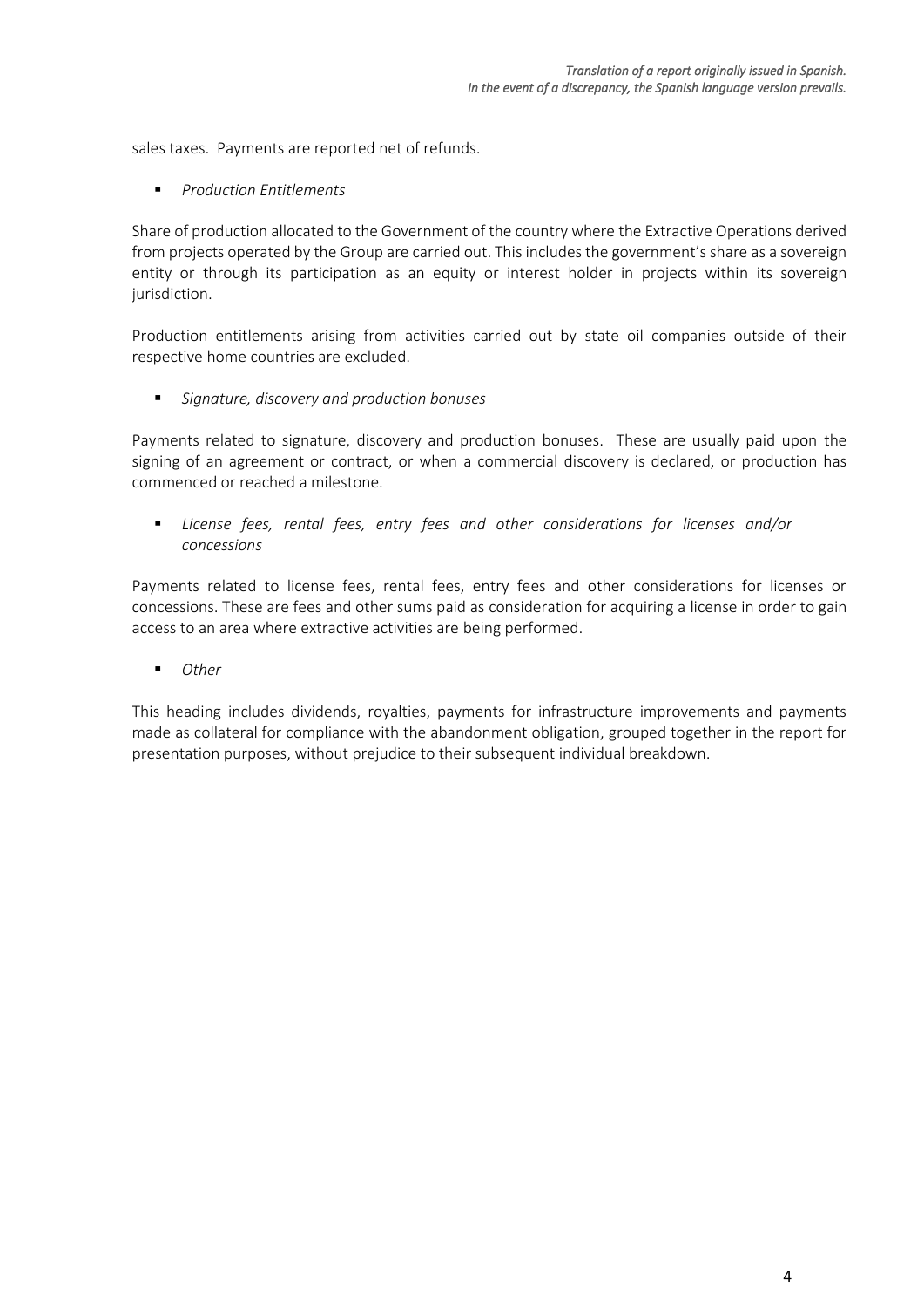sales taxes. Payments are reported net of refunds.

- *Production Entitlements*

Share of production allocated to the Government of the country where the Extractive Operations derived from projects operated by the Group are carried out. This includes the government's share as a sovereign entity or through its participation as an equity or interest holder in projects within its sovereign jurisdiction.

Production entitlements arising from activities carried out by state oil companies outside of their respective home countries are excluded.

- *Signature, discovery and production bonuses*

Payments related to signature, discovery and production bonuses. These are usually paid upon the signing of an agreement or contract, or when a commercial discovery is declared, or production has commenced or reached a milestone.

- *License fees, rental fees, entry fees and other considerations for licenses and/or concessions*

Payments related to license fees, rental fees, entry fees and other considerations for licenses or concessions. These are fees and other sums paid as consideration for acquiring a license in order to gain access to an area where extractive activities are being performed.

- *Other*

This heading includes dividends, royalties, payments for infrastructure improvements and payments made as collateral for compliance with the abandonment obligation, grouped together in the report for presentation purposes, without prejudice to their subsequent individual breakdown.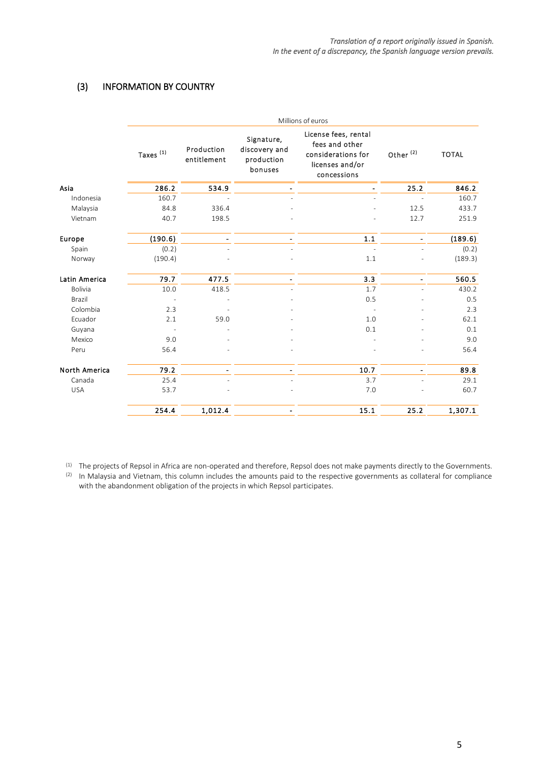*Translation of a report originally issued in Spanish.*
*In the event of a discrepancy, the Spanish language version prevails.*

## (3) INFORMATION BY COUNTRY

| | Millions of euros | | | | | |
|---|---|---|---|---|---|---|
| | Taxes [1] | Production entitlement | Signature, discovery and production bonuses | License fees, rental fees and other considerations for licenses and/or concessions | Other [2] | TOTAL |
| **Asia** | **286.2** | **534.9** | **-** | **-** | **25.2** | **846.2** |
| Indonesia | 160.7 | - | - | - | - | 160.7 |
| Malaysia | 84.8 | 336.4 | - | - | 12.5 | 433.7 |
| Vietnam | 40.7 | 198.5 | - | - | 12.7 | 251.9 |
| **Europe** | **(190.6)** | **-** | **-** | **1.1** | **-** | **(189.6)** |
| Spain | (0.2) | - | - | - | - | (0.2) |
| Norway | (190.4) | - | - | 1.1 | - | (189.3) |
| **Latin America** | **79.7** | **477.5** | **-** | **3.3** | **-** | **560.5** |
| Bolivia | 10.0 | 418.5 | - | 1.7 | - | 430.2 |
| Brazil | - | - | - | 0.5 | - | 0.5 |
| Colombia | 2.3 | - | - | - | - | 2.3 |
| Ecuador | 2.1 | 59.0 | - | 1.0 | - | 62.1 |
| Guyana | - | - | - | 0.1 | - | 0.1 |
| Mexico | 9.0 | - | - | - | - | 9.0 |
| Peru | 56.4 | - | - | - | - | 56.4 |
| **North America** | **79.2** | **-** | **-** | **10.7** | **-** | **89.8** |
| Canada | 25.4 | - | - | 3.7 | - | 29.1 |
| USA | 53.7 | - | - | 7.0 | - | 60.7 |
| | **254.4** | **1,012.4** | **-** | **15.1** | **25.2** | **1,307.1** |

[1] The projects of Repsol in Africa are non-operated and therefore, Repsol does not make payments directly to the Governments.

[2] In Malaysia and Vietnam, this column includes the amounts paid to the respective governments as collateral for compliance with the abandonment obligation of the projects in which Repsol participates.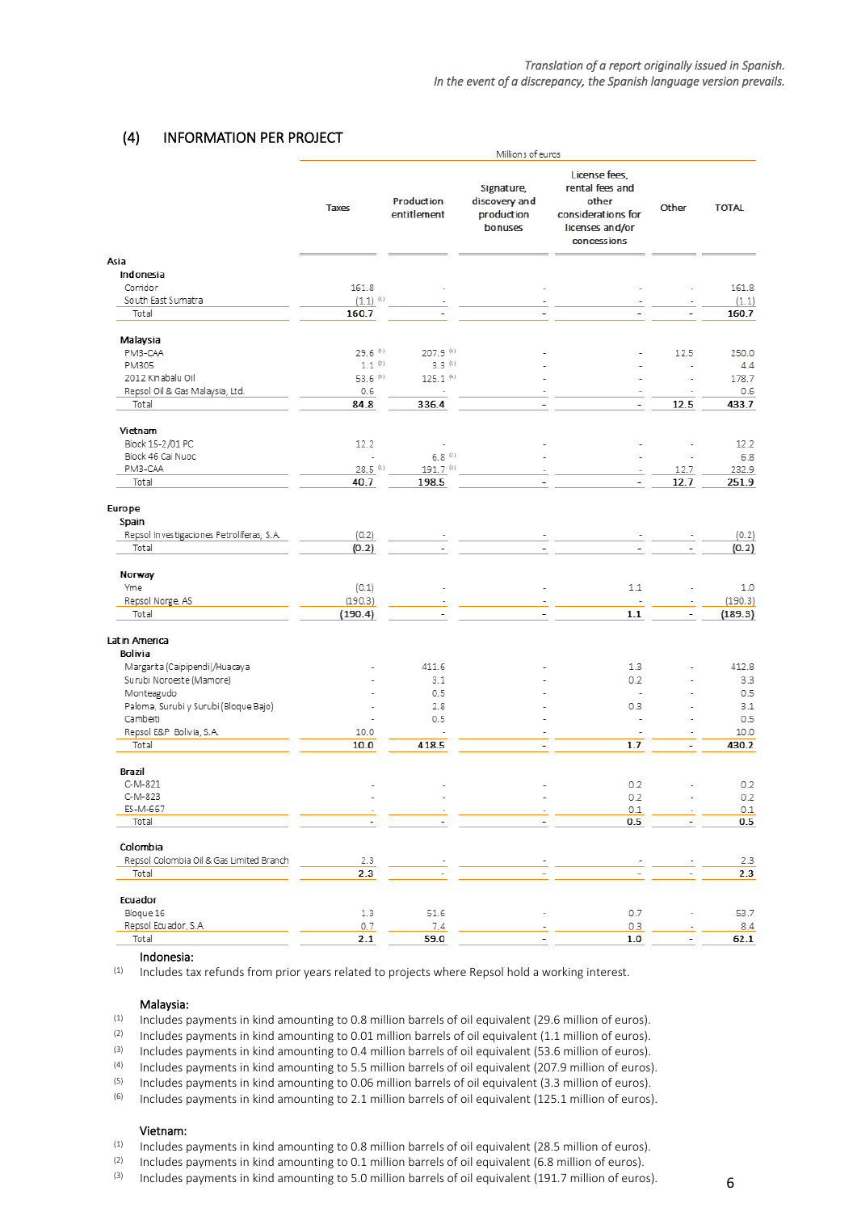*Translation of a report originally issued in Spanish.*
*In the event of a discrepancy, the Spanish language version prevails.*

## (4) INFORMATION PER PROJECT

| | Millions of euros | | | | | |
|---|---|---|---|---|---|---|
| | Taxes | Production entitlement | Signature, discovery and production bonuses | License fees, rental fees and other considerations for licenses and/or concessions | Other | TOTAL |
| **Asia** | | | | | | |
| **Indonesia** | | | | | | |
| Corridor | 161.8 | - | - | - | - | 161.8 |
| South East Sumatra | (1.1) [1] | - | - | - | - | (1.1) |
| Total | **160.7** | **-** | **-** | **-** | **-** | **160.7** |
| **Malaysia** | | | | | | |
| PM3-CAA | 29.6 [1] | 207.9 [4] | - | - | 12.5 | 250.0 |
| PM305 | 1.1 [2] | 3.3 [5] | - | - | - | 4.4 |
| 2012 Kinabalu Oil | 53.6 [3] | 125.1 [6] | - | - | - | 178.7 |
| Repsol Oil & Gas Malaysia, Ltd. | 0.6 | - | - | - | - | 0.6 |
| Total | **84.8** | **336.4** | **-** | **-** | **12.5** | **433.7** |
| **Vietnam** | | | | | | |
| Block 15-2/01 PC | 12.2 | - | - | - | - | 12.2 |
| Block 46 Cai Nuoc | - | 6.8 [2] | - | - | - | 6.8 |
| PM3-CAA | 28.5 [1] | 191.7 [3] | - | - | 12.7 | 232.9 |
| Total | **40.7** | **198.5** | **-** | **-** | **12.7** | **251.9** |
| **Europe** | | | | | | |
| **Spain** | | | | | | |
| Repsol Investigaciones Petrolíferas, S.A. | (0.2) | - | - | - | - | (0.2) |
| Total | **(0.2)** | **-** | **-** | **-** | **-** | **(0.2)** |
| **Norway** | | | | | | |
| Yme | (0.1) | - | - | 1.1 | - | 1.0 |
| Repsol Norge, AS | (190.3) | - | - | - | - | (190.3) |
| Total | **(190.4)** | **-** | **-** | **1.1** | **-** | **(189.3)** |
| **Latin America** | | | | | | |
| **Bolivia** | | | | | | |
| Margarita (Caipipendi)/Huacaya | - | 411.6 | - | 1.3 | - | 412.8 |
| Surubi Noroeste (Mamore) | - | 3.1 | - | 0.2 | - | 3.3 |
| Monteagudo | - | 0.5 | - | - | - | 0.5 |
| Paloma, Surubi y Surubi (Bloque Bajo) | - | 2.8 | - | 0.3 | - | 3.1 |
| Cambeiti | - | 0.5 | - | - | - | 0.5 |
| Repsol E&P Bolivia, S.A. | 10.0 | - | - | - | - | 10.0 |
| Total | **10.0** | **418.5** | **-** | **1.7** | **-** | **430.2** |
| **Brazil** | | | | | | |
| C-M-821 | - | - | - | 0.2 | - | 0.2 |
| C-M-823 | - | - | - | 0.2 | - | 0.2 |
| ES-M-667 | - | - | - | 0.1 | - | 0.1 |
| Total | **-** | **-** | **-** | **0.5** | **-** | **0.5** |
| **Colombia** | | | | | | |
| Repsol Colombia Oil & Gas Limited Branch | 2.3 | - | - | - | - | 2.3 |
| Total | **2.3** | - | - | - | - | **2.3** |
| **Ecuador** | | | | | | |
| Bloque 16 | 1.3 | 51.6 | - | 0.7 | - | 53.7 |
| Repsol Ecuador, S.A. | 0.7 | 7.4 | - | 0.3 | - | 8.4 |
| Total | **2.1** | **59.0** | **-** | **1.0** | **-** | **62.1** |

**Indonesia:**

[1] Includes tax refunds from prior years related to projects where Repsol hold a working interest.

**Malaysia:**

[1] Includes payments in kind amounting to 0.8 million barrels of oil equivalent (29.6 million of euros).
[2] Includes payments in kind amounting to 0.01 million barrels of oil equivalent (1.1 million of euros).
[3] Includes payments in kind amounting to 0.4 million barrels of oil equivalent (53.6 million of euros).
[4] Includes payments in kind amounting to 5.5 million barrels of oil equivalent (207.9 million of euros).
[5] Includes payments in kind amounting to 0.06 million barrels of oil equivalent (3.3 million of euros).
[6] Includes payments in kind amounting to 2.1 million barrels of oil equivalent (125.1 million of euros).

**Vietnam:**

[1] Includes payments in kind amounting to 0.8 million barrels of oil equivalent (28.5 million of euros).
[2] Includes payments in kind amounting to 0.1 million barrels of oil equivalent (6.8 million of euros).
[3] Includes payments in kind amounting to 5.0 million barrels of oil equivalent (191.7 million of euros).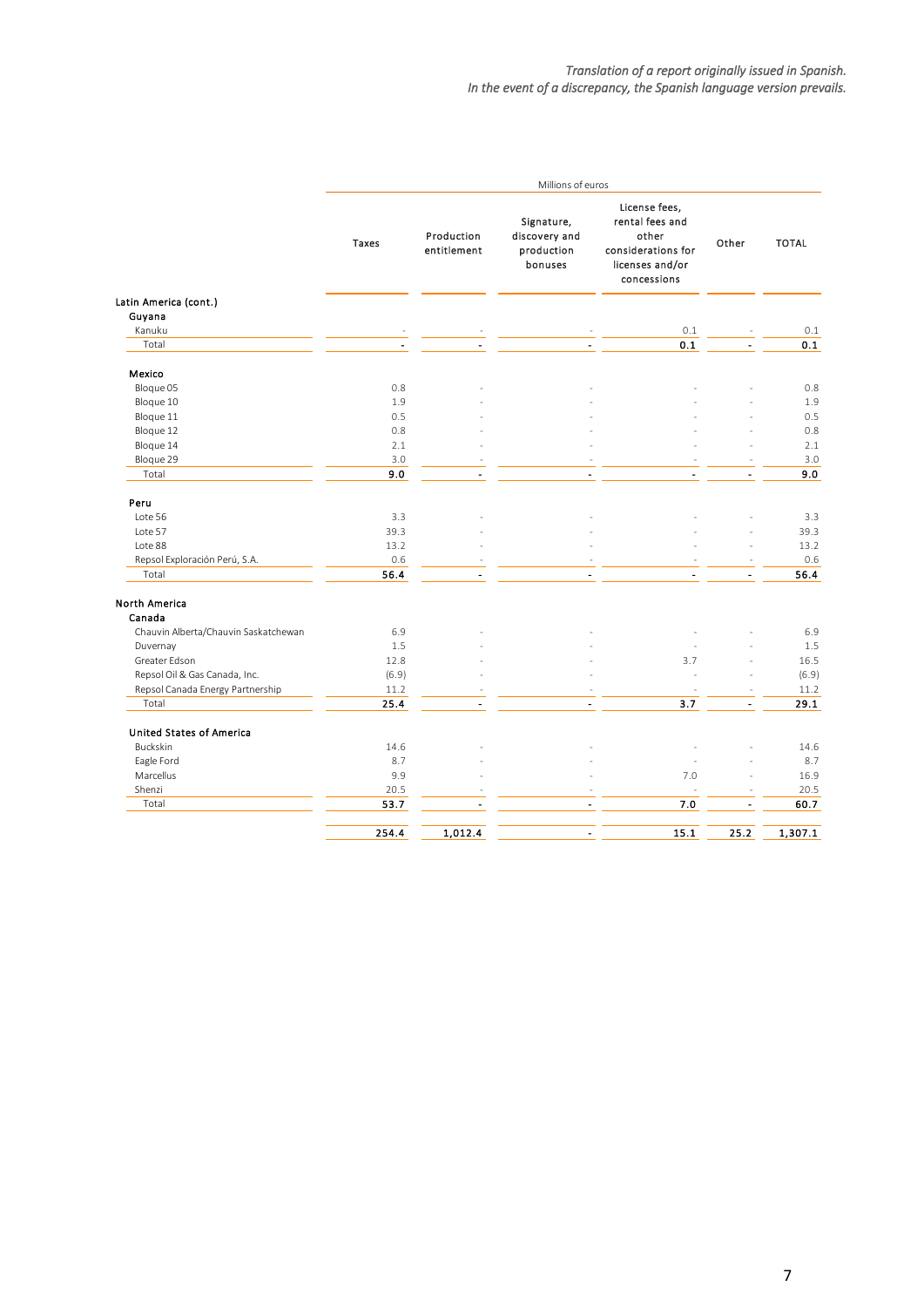*Translation of a report originally issued in Spanish.*
*In the event of a discrepancy, the Spanish language version prevails.*

| | Millions of euros | | | | | |
|---|---|---|---|---|---|---|
| | Taxes | Production entitlement | Signature, discovery and production bonuses | License fees, rental fees and other considerations for licenses and/or concessions | Other | TOTAL |
| **Latin America (cont.)** | | | | | | |
| **Guyana** | | | | | | |
| Kanuku | - | - | - | 0.1 | - | 0.1 |
| Total | - | - | - | 0.1 | - | 0.1 |
| **Mexico** | | | | | | |
| Bloque 05 | 0.8 | - | - | - | - | 0.8 |
| Bloque 10 | 1.9 | - | - | - | - | 1.9 |
| Bloque 11 | 0.5 | - | - | - | - | 0.5 |
| Bloque 12 | 0.8 | - | - | - | - | 0.8 |
| Bloque 14 | 2.1 | - | - | - | - | 2.1 |
| Bloque 29 | 3.0 | - | - | - | - | 3.0 |
| Total | 9.0 | - | - | - | - | 9.0 |
| **Peru** | | | | | | |
| Lote 56 | 3.3 | - | - | - | - | 3.3 |
| Lote 57 | 39.3 | - | - | - | - | 39.3 |
| Lote 88 | 13.2 | - | - | - | - | 13.2 |
| Repsol Exploración Perú, S.A. | 0.6 | - | - | - | - | 0.6 |
| Total | 56.4 | - | - | - | - | 56.4 |
| **North America** | | | | | | |
| **Canada** | | | | | | |
| Chauvin Alberta/Chauvin Saskatchewan | 6.9 | - | - | - | - | 6.9 |
| Duvernay | 1.5 | - | - | - | - | 1.5 |
| Greater Edson | 12.8 | - | - | 3.7 | - | 16.5 |
| Repsol Oil & Gas Canada, Inc. | (6.9) | - | - | - | - | (6.9) |
| Repsol Canada Energy Partnership | 11.2 | - | - | - | - | 11.2 |
| Total | 25.4 | - | - | 3.7 | - | 29.1 |
| **United States of America** | | | | | | |
| Buckskin | 14.6 | - | - | - | - | 14.6 |
| Eagle Ford | 8.7 | - | - | - | - | 8.7 |
| Marcellus | 9.9 | - | - | 7.0 | - | 16.9 |
| Shenzi | 20.5 | - | - | - | - | 20.5 |
| Total | 53.7 | - | - | 7.0 | - | 60.7 |
| | 254.4 | 1,012.4 | - | 15.1 | 25.2 | 1,307.1 |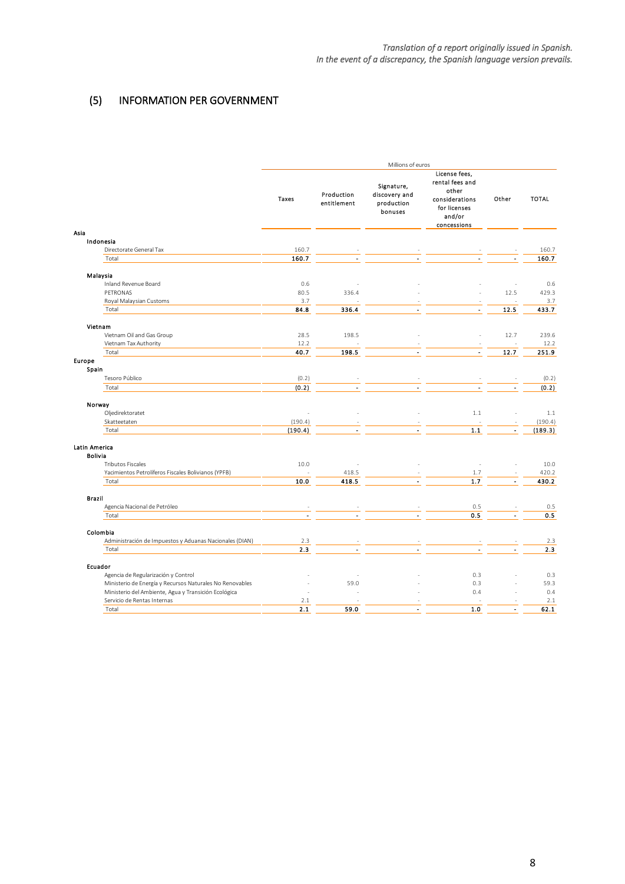*Translation of a report originally issued in Spanish.*
*In the event of a discrepancy, the Spanish language version prevails.*

## (5) INFORMATION PER GOVERNMENT

| | Millions of euros | | | | | |
|---|---|---|---|---|---|---|
| | Taxes | Production entitlement | Signature, discovery and production bonuses | License fees, rental fees and other considerations for licenses and/or concessions | Other | TOTAL |
| **Asia** | | | | | | |
| **Indonesia** | | | | | | |
| Directorate General Tax | 160.7 | - | - | - | - | 160.7 |
| Total | **160.7** | **-** | **-** | **-** | **-** | **160.7** |
| **Malaysia** | | | | | | |
| Inland Revenue Board | 0.6 | - | - | - | - | 0.6 |
| PETRONAS | 80.5 | 336.4 | - | - | 12.5 | 429.3 |
| Royal Malaysian Customs | 3.7 | - | - | - | - | 3.7 |
| Total | **84.8** | **336.4** | **-** | **-** | **12.5** | **433.7** |
| **Vietnam** | | | | | | |
| Vietnam Oil and Gas Group | 28.5 | 198.5 | - | - | 12.7 | 239.6 |
| Vietnam Tax Authority | 12.2 | - | - | - | - | 12.2 |
| Total | **40.7** | **198.5** | **-** | **-** | **12.7** | **251.9** |
| **Europe** | | | | | | |
| **Spain** | | | | | | |
| Tesoro Público | (0.2) | - | - | - | - | (0.2) |
| Total | **(0.2)** | **-** | **-** | **-** | **-** | **(0.2)** |
| **Norway** | | | | | | |
| Oljedirektoratet | - | - | - | 1.1 | - | 1.1 |
| Skatteetaten | (190.4) | - | - | - | - | (190.4) |
| Total | **(190.4)** | **-** | **-** | **1.1** | **-** | **(189.3)** |
| **Latin America** | | | | | | |
| **Bolivia** | | | | | | |
| Tributos Fiscales | 10.0 | - | - | - | - | 10.0 |
| Yacimientos Petrolíferos Fiscales Bolivianos (YPFB) | - | 418.5 | - | 1.7 | - | 420.2 |
| Total | **10.0** | **418.5** | **-** | **1.7** | **-** | **430.2** |
| **Brazil** | | | | | | |
| Agencia Nacional de Petróleo | - | - | - | 0.5 | - | 0.5 |
| Total | **-** | **-** | **-** | **0.5** | **-** | **0.5** |
| **Colombia** | | | | | | |
| Administración de Impuestos y Aduanas Nacionales (DIAN) | 2.3 | - | - | - | - | 2.3 |
| Total | **2.3** | **-** | **-** | **-** | **-** | **2.3** |
| **Ecuador** | | | | | | |
| Agencia de Regularización y Control | - | - | - | 0.3 | - | 0.3 |
| Ministerio de Energía y Recursos Naturales No Renovables | - | 59.0 | - | 0.3 | - | 59.3 |
| Ministerio del Ambiente, Agua y Transición Ecológica | - | - | - | 0.4 | - | 0.4 |
| Servicio de Rentas Internas | 2.1 | - | - | - | - | 2.1 |
| Total | **2.1** | **59.0** | **-** | **1.0** | **-** | **62.1** |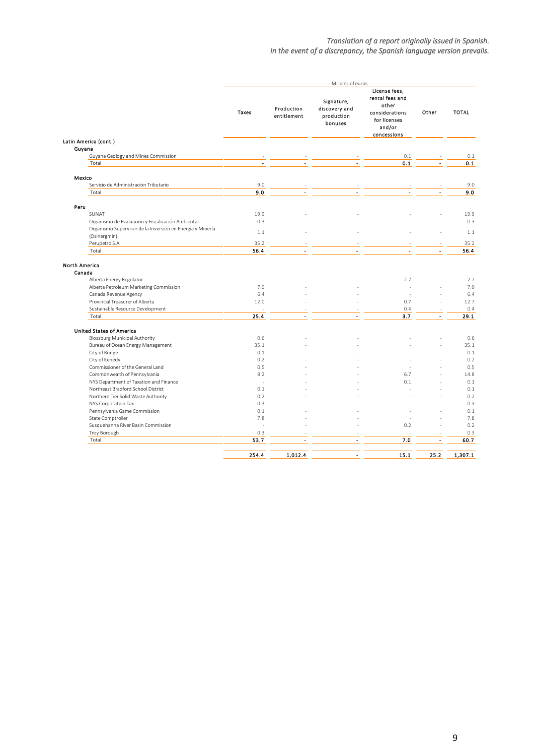*Translation of a report originally issued in Spanish.*
*In the event of a discrepancy, the Spanish language version prevails.*

| | Millions of euros | | | | | |
|---|---|---|---|---|---|---|
| | Taxes | Production entitlement | Signature, discovery and production bonuses | License fees, rental fees and other considerations for licenses and/or concessions | Other | TOTAL |
| **Latin America (cont.)** | | | | | | |
| **Guyana** | | | | | | |
| Guyana Geology and Mines Commission | - | - | - | 0.1 | - | 0.1 |
| Total | - | - | - | 0.1 | - | 0.1 |
| **Mexico** | | | | | | |
| Servicio de Administración Tributario | 9.0 | - | - | - | - | 9.0 |
| Total | 9.0 | - | - | - | - | 9.0 |
| **Peru** | | | | | | |
| SUNAT | 19.9 | - | - | - | - | 19.9 |
| Organismo de Evaluación y Fiscalización Ambiental | 0.3 | - | - | - | - | 0.3 |
| Organismo Supervisor de la Inversión en Energía y Minería (Osinergmin) | 1.1 | - | - | - | - | 1.1 |
| Perupetro S.A. | 35.2 | - | - | - | - | 35.2 |
| Total | 56.4 | - | - | - | - | 56.4 |
| **North America** | | | | | | |
| **Canada** | | | | | | |
| Alberta Energy Regulator | - | - | - | 2.7 | - | 2.7 |
| Alberta Petroleum Marketing Commission | 7.0 | - | - | - | - | 7.0 |
| Canada Revenue Agency | 6.4 | - | - | - | - | 6.4 |
| Provincial Treasurer of Alberta | 12.0 | - | - | 0.7 | - | 12.7 |
| Sustainable Resource Development | - | - | - | 0.4 | - | 0.4 |
| Total | 25.4 | - | - | 3.7 | - | 29.1 |
| **United States of America** | | | | | | |
| Blossburg Municipal Authority | 0.6 | - | - | - | - | 0.6 |
| Bureau of Ocean Energy Management | 35.1 | - | - | - | - | 35.1 |
| City of Runge | 0.1 | - | - | - | - | 0.1 |
| City of Kenedy | 0.2 | - | - | - | - | 0.2 |
| Commissioner of the General Land | 0.5 | - | - | - | - | 0.5 |
| Commonwealth of Pennsylvania | 8.2 | - | - | 6.7 | - | 14.8 |
| NYS Department of Taxation and Finance | - | - | - | 0.1 | - | 0.1 |
| Northeast Bradford School District | 0.1 | - | - | - | - | 0.1 |
| Northern Tier Solid Waste Authority | 0.2 | - | - | - | - | 0.2 |
| NYS Corporation Tax | 0.3 | - | - | - | - | 0.3 |
| Pennsylvania Game Commission | 0.1 | - | - | - | - | 0.1 |
| State Comptroller | 7.8 | - | - | - | - | 7.8 |
| Susquehanna River Basin Commission | - | - | - | 0.2 | - | 0.2 |
| Troy Borough | 0.3 | - | - | - | - | 0.3 |
| Total | 53.7 | - | - | 7.0 | - | 60.7 |
| | 254.4 | 1,012.4 | - | 15.1 | 25.2 | 1,307.1 |